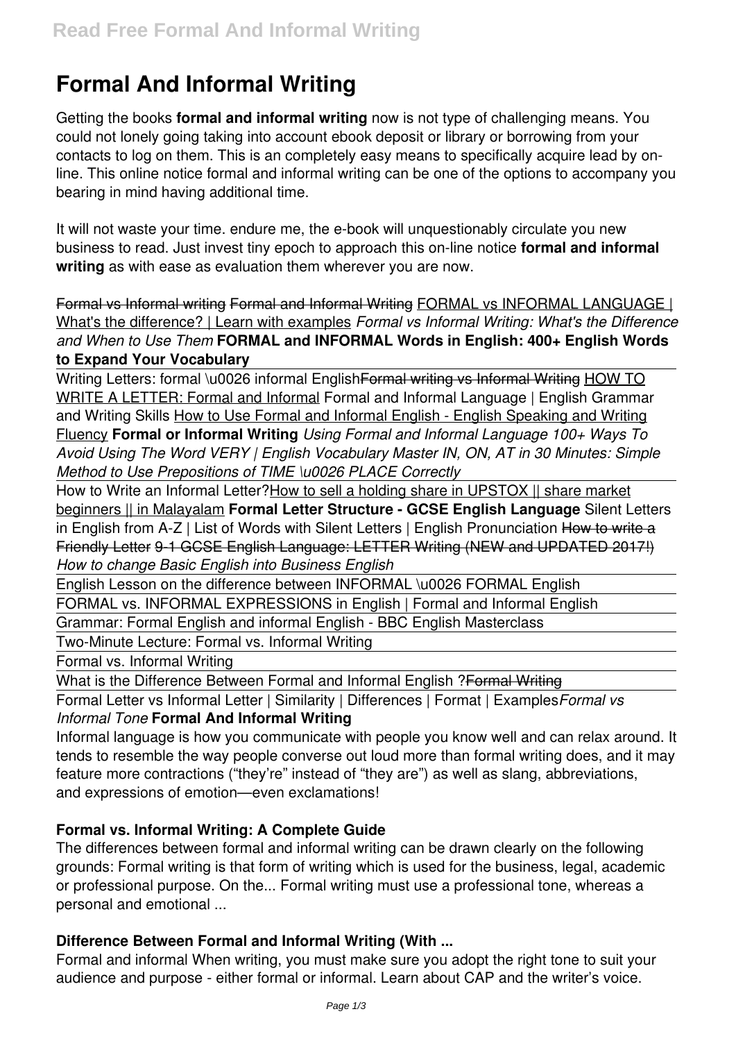# Formal And Informal Writing

Getting the books **formal and informal writing** now is not type of challenging means. You could not lonely going taking into account ebook deposit or library or borrowing from your contacts to log on them. This is an completely easy means to specifically acquire lead by on-line. This online notice formal and informal writing can be one of the options to accompany you bearing in mind having additional time.

It will not waste your time. endure me, the e-book will unquestionably circulate you new business to read. Just invest tiny epoch to approach this on-line notice **formal and informal writing** as with ease as evaluation them wherever you are now.

~~Formal vs Informal writing~~ ~~Formal and Informal Writing~~ FORMAL vs INFORMAL LANGUAGE | What's the difference? | Learn with examples *Formal vs Informal Writing: What's the Difference and When to Use Them* **FORMAL and INFORMAL Words in English: 400+ English Words to Expand Your Vocabulary**

Writing Letters: formal \u0026 informal English~~Formal writing vs Informal Writing~~ HOW TO WRITE A LETTER: Formal and Informal Formal and Informal Language | English Grammar and Writing Skills How to Use Formal and Informal English - English Speaking and Writing Fluency **Formal or Informal Writing** *Using Formal and Informal Language 100+ Ways To Avoid Using The Word VERY | English Vocabulary Master IN, ON, AT in 30 Minutes: Simple Method to Use Prepositions of TIME \u0026 PLACE Correctly*

How to Write an Informal Letter?How to sell a holding share in UPSTOX || share market beginners || in Malayalam **Formal Letter Structure - GCSE English Language** Silent Letters in English from A-Z | List of Words with Silent Letters | English Pronunciation ~~How to write a Friendly Letter~~ ~~9-1 GCSE English Language: LETTER Writing (NEW and UPDATED 2017!)~~ *How to change Basic English into Business English*

English Lesson on the difference between INFORMAL \u0026 FORMAL English

FORMAL vs. INFORMAL EXPRESSIONS in English | Formal and Informal English

Grammar: Formal English and informal English - BBC English Masterclass

Two-Minute Lecture: Formal vs. Informal Writing

Formal vs. Informal Writing

What is the Difference Between Formal and Informal English ?~~Formal Writing~~

Formal Letter vs Informal Letter | Similarity | Differences | Format | Examples*Formal vs Informal Tone* **Formal And Informal Writing**

Informal language is how you communicate with people you know well and can relax around. It tends to resemble the way people converse out loud more than formal writing does, and it may feature more contractions ("they're" instead of "they are") as well as slang, abbreviations, and expressions of emotion—even exclamations!

**Formal vs. Informal Writing: A Complete Guide**

The differences between formal and informal writing can be drawn clearly on the following grounds: Formal writing is that form of writing which is used for the business, legal, academic or professional purpose. On the... Formal writing must use a professional tone, whereas a personal and emotional ...

**Difference Between Formal and Informal Writing (With ...**

Formal and informal When writing, you must make sure you adopt the right tone to suit your audience and purpose - either formal or informal. Learn about CAP and the writer's voice.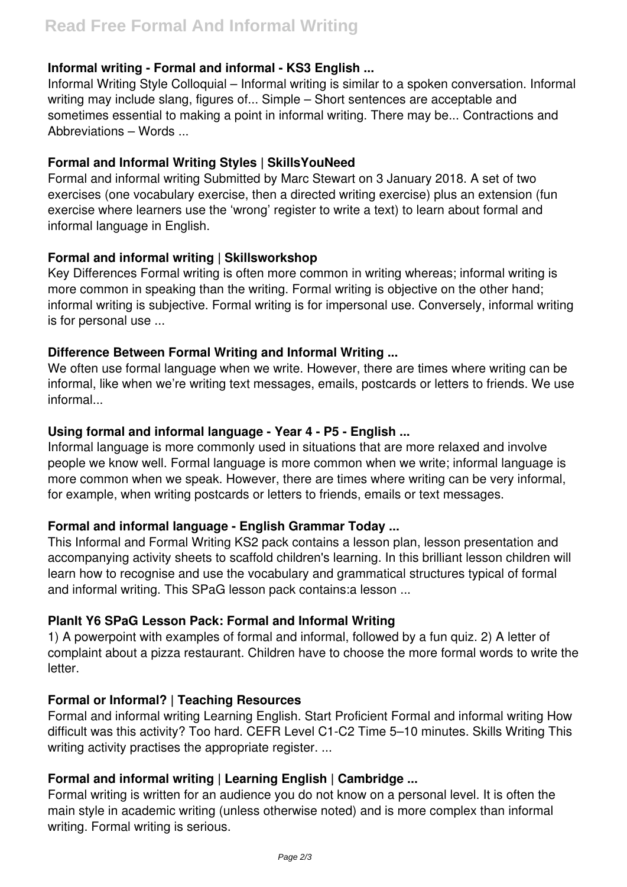### Informal writing - Formal and informal - KS3 English ...

Informal Writing Style Colloquial – Informal writing is similar to a spoken conversation. Informal writing may include slang, figures of... Simple – Short sentences are acceptable and sometimes essential to making a point in informal writing. There may be... Contractions and Abbreviations – Words ...

### Formal and Informal Writing Styles | SkillsYouNeed

Formal and informal writing Submitted by Marc Stewart on 3 January 2018. A set of two exercises (one vocabulary exercise, then a directed writing exercise) plus an extension (fun exercise where learners use the 'wrong' register to write a text) to learn about formal and informal language in English.

### Formal and informal writing | Skillsworkshop

Key Differences Formal writing is often more common in writing whereas; informal writing is more common in speaking than the writing. Formal writing is objective on the other hand; informal writing is subjective. Formal writing is for impersonal use. Conversely, informal writing is for personal use ...

### Difference Between Formal Writing and Informal Writing ...

We often use formal language when we write. However, there are times where writing can be informal, like when we're writing text messages, emails, postcards or letters to friends. We use informal...

### Using formal and informal language - Year 4 - P5 - English ...

Informal language is more commonly used in situations that are more relaxed and involve people we know well. Formal language is more common when we write; informal language is more common when we speak. However, there are times where writing can be very informal, for example, when writing postcards or letters to friends, emails or text messages.

### Formal and informal language - English Grammar Today ...

This Informal and Formal Writing KS2 pack contains a lesson plan, lesson presentation and accompanying activity sheets to scaffold children's learning. In this brilliant lesson children will learn how to recognise and use the vocabulary and grammatical structures typical of formal and informal writing. This SPaG lesson pack contains:a lesson ...

### PlanIt Y6 SPaG Lesson Pack: Formal and Informal Writing

1) A powerpoint with examples of formal and informal, followed by a fun quiz. 2) A letter of complaint about a pizza restaurant. Children have to choose the more formal words to write the letter.

### Formal or Informal? | Teaching Resources

Formal and informal writing Learning English. Start Proficient Formal and informal writing How difficult was this activity? Too hard. CEFR Level C1-C2 Time 5–10 minutes. Skills Writing This writing activity practises the appropriate register. ...

### Formal and informal writing | Learning English | Cambridge ...

Formal writing is written for an audience you do not know on a personal level. It is often the main style in academic writing (unless otherwise noted) and is more complex than informal writing. Formal writing is serious.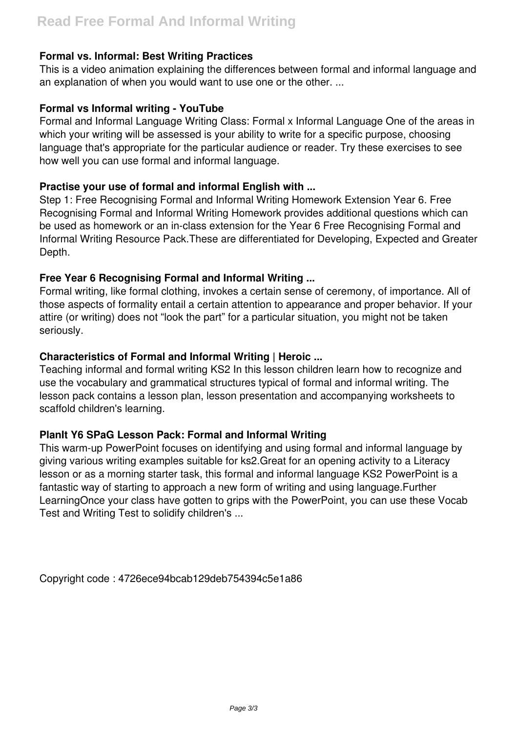**Formal vs. Informal: Best Writing Practices**

This is a video animation explaining the differences between formal and informal language and an explanation of when you would want to use one or the other. ...

**Formal vs Informal writing - YouTube**

Formal and Informal Language Writing Class: Formal x Informal Language One of the areas in which your writing will be assessed is your ability to write for a specific purpose, choosing language that's appropriate for the particular audience or reader. Try these exercises to see how well you can use formal and informal language.

**Practise your use of formal and informal English with ...**

Step 1: Free Recognising Formal and Informal Writing Homework Extension Year 6. Free Recognising Formal and Informal Writing Homework provides additional questions which can be used as homework or an in-class extension for the Year 6 Free Recognising Formal and Informal Writing Resource Pack.These are differentiated for Developing, Expected and Greater Depth.

**Free Year 6 Recognising Formal and Informal Writing ...**

Formal writing, like formal clothing, invokes a certain sense of ceremony, of importance. All of those aspects of formality entail a certain attention to appearance and proper behavior. If your attire (or writing) does not "look the part" for a particular situation, you might not be taken seriously.

**Characteristics of Formal and Informal Writing | Heroic ...**

Teaching informal and formal writing KS2 In this lesson children learn how to recognize and use the vocabulary and grammatical structures typical of formal and informal writing. The lesson pack contains a lesson plan, lesson presentation and accompanying worksheets to scaffold children's learning.

**PlanIt Y6 SPaG Lesson Pack: Formal and Informal Writing**

This warm-up PowerPoint focuses on identifying and using formal and informal language by giving various writing examples suitable for ks2.Great for an opening activity to a Literacy lesson or as a morning starter task, this formal and informal language KS2 PowerPoint is a fantastic way of starting to approach a new form of writing and using language.Further LearningOnce your class have gotten to grips with the PowerPoint, you can use these Vocab Test and Writing Test to solidify children's ...

Copyright code : 4726ece94bcab129deb754394c5e1a86